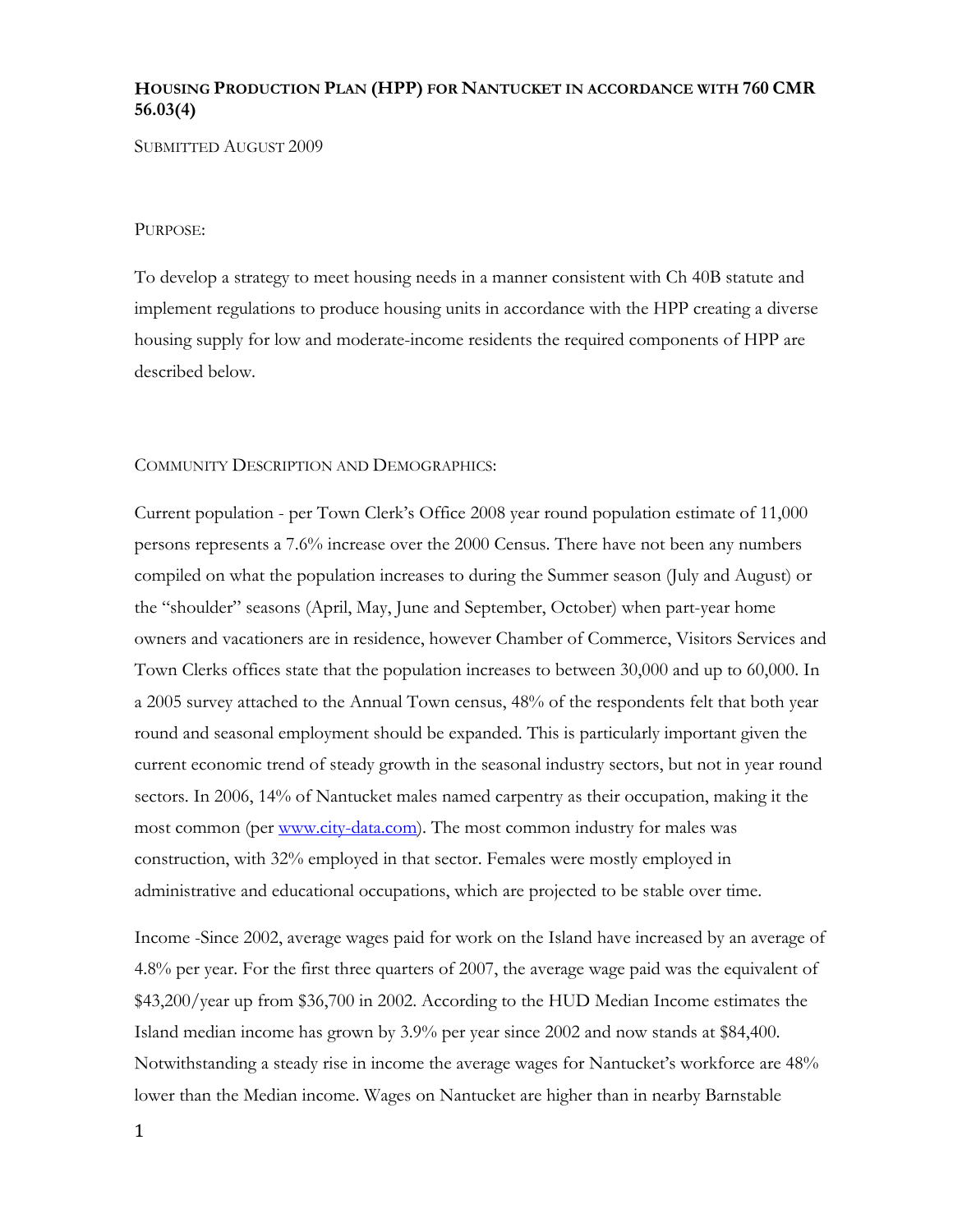# Housing Production Plan (HPP) for Nantucket in accordance with 760 CMR 56.03(4)

Submitted August 2009

## Purpose:

To develop a strategy to meet housing needs in a manner consistent with Ch 40B statute and implement regulations to produce housing units in accordance with the HPP creating a diverse housing supply for low and moderate-income residents the required components of HPP are described below.

## Community Description and Demographics:

Current population - per Town Clerk's Office 2008 year round population estimate of 11,000 persons represents a 7.6% increase over the 2000 Census. There have not been any numbers compiled on what the population increases to during the Summer season (July and August) or the "shoulder" seasons (April, May, June and September, October) when part-year home owners and vacationers are in residence, however Chamber of Commerce, Visitors Services and Town Clerks offices state that the population increases to between 30,000 and up to 60,000. In a 2005 survey attached to the Annual Town census, 48% of the respondents felt that both year round and seasonal employment should be expanded. This is particularly important given the current economic trend of steady growth in the seasonal industry sectors, but not in year round sectors. In 2006, 14% of Nantucket males named carpentry as their occupation, making it the most common (per www.city-data.com). The most common industry for males was construction, with 32% employed in that sector. Females were mostly employed in administrative and educational occupations, which are projected to be stable over time.

Income -Since 2002, average wages paid for work on the Island have increased by an average of 4.8% per year. For the first three quarters of 2007, the average wage paid was the equivalent of $43,200/year up from $36,700 in 2002. According to the HUD Median Income estimates the Island median income has grown by 3.9% per year since 2002 and now stands at $84,400. Notwithstanding a steady rise in income the average wages for Nantucket's workforce are 48% lower than the Median income. Wages on Nantucket are higher than in nearby Barnstable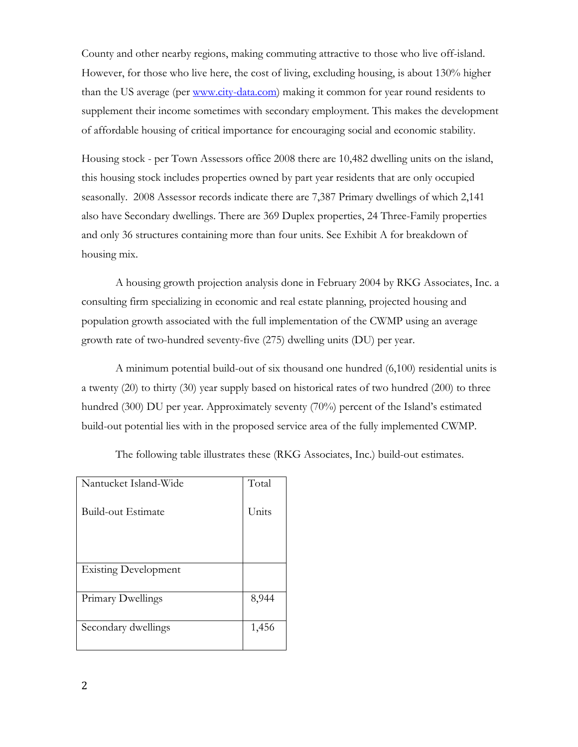County and other nearby regions, making commuting attractive to those who live off-island. However, for those who live here, the cost of living, excluding housing, is about 130% higher than the US average (per www.city-data.com) making it common for year round residents to supplement their income sometimes with secondary employment. This makes the development of affordable housing of critical importance for encouraging social and economic stability.

Housing stock - per Town Assessors office 2008 there are 10,482 dwelling units on the island, this housing stock includes properties owned by part year residents that are only occupied seasonally. 2008 Assessor records indicate there are 7,387 Primary dwellings of which 2,141 also have Secondary dwellings. There are 369 Duplex properties, 24 Three-Family properties and only 36 structures containing more than four units. See Exhibit A for breakdown of housing mix.

A housing growth projection analysis done in February 2004 by RKG Associates, Inc. a consulting firm specializing in economic and real estate planning, projected housing and population growth associated with the full implementation of the CWMP using an average growth rate of two-hundred seventy-five (275) dwelling units (DU) per year.

A minimum potential build-out of six thousand one hundred (6,100) residential units is a twenty (20) to thirty (30) year supply based on historical rates of two hundred (200) to three hundred (300) DU per year. Approximately seventy (70%) percent of the Island's estimated build-out potential lies with in the proposed service area of the fully implemented CWMP.

The following table illustrates these (RKG Associates, Inc.) build-out estimates.

| Nantucket Island-Wide Build-out Estimate | Total Units |
|---|---|
| Existing Development | |
| Primary Dwellings | 8,944 |
| Secondary dwellings | 1,456 |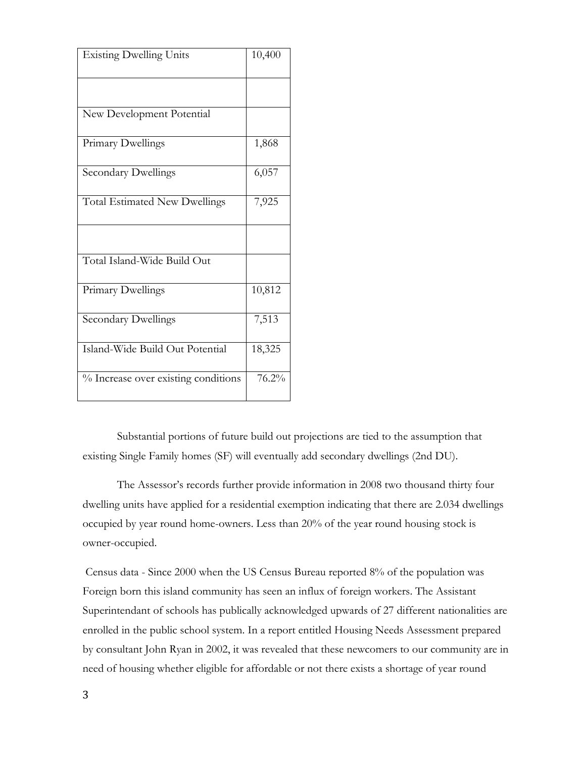| Existing Dwelling Units | 10,400 |
| --- | --- |
| | |
| New Development Potential | |
| Primary Dwellings | 1,868 |
| Secondary Dwellings | 6,057 |
| Total Estimated New Dwellings | 7,925 |
| | |
| Total Island-Wide Build Out | |
| Primary Dwellings | 10,812 |
| Secondary Dwellings | 7,513 |
| Island-Wide Build Out Potential | 18,325 |
| % Increase over existing conditions | 76.2% |

Substantial portions of future build out projections are tied to the assumption that existing Single Family homes (SF) will eventually add secondary dwellings (2nd DU).

The Assessor's records further provide information in 2008 two thousand thirty four dwelling units have applied for a residential exemption indicating that there are 2.034 dwellings occupied by year round home-owners. Less than 20% of the year round housing stock is owner-occupied.

Census data - Since 2000 when the US Census Bureau reported 8% of the population was Foreign born this island community has seen an influx of foreign workers. The Assistant Superintendant of schools has publically acknowledged upwards of 27 different nationalities are enrolled in the public school system. In a report entitled Housing Needs Assessment prepared by consultant John Ryan in 2002, it was revealed that these newcomers to our community are in need of housing whether eligible for affordable or not there exists a shortage of year round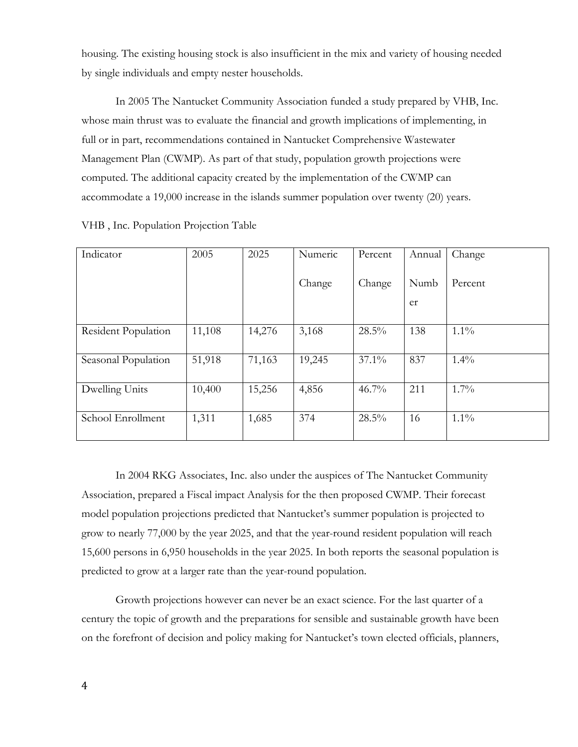housing. The existing housing stock is also insufficient in the mix and variety of housing needed by single individuals and empty nester households.

In 2005 The Nantucket Community Association funded a study prepared by VHB, Inc. whose main thrust was to evaluate the financial and growth implications of implementing, in full or in part, recommendations contained in Nantucket Comprehensive Wastewater Management Plan (CWMP). As part of that study, population growth projections were computed. The additional capacity created by the implementation of the CWMP can accommodate a 19,000 increase in the islands summer population over twenty (20) years.

VHB , Inc. Population Projection Table

| Indicator | 2005 | 2025 | Numeric Change | Percent Change | Annual Number | Change Percent |
|---|---|---|---|---|---|---|
| Resident Population | 11,108 | 14,276 | 3,168 | 28.5% | 138 | 1.1% |
| Seasonal Population | 51,918 | 71,163 | 19,245 | 37.1% | 837 | 1.4% |
| Dwelling Units | 10,400 | 15,256 | 4,856 | 46.7% | 211 | 1.7% |
| School Enrollment | 1,311 | 1,685 | 374 | 28.5% | 16 | 1.1% |

In 2004 RKG Associates, Inc. also under the auspices of The Nantucket Community Association, prepared a Fiscal impact Analysis for the then proposed CWMP. Their forecast model population projections predicted that Nantucket's summer population is projected to grow to nearly 77,000 by the year 2025, and that the year-round resident population will reach 15,600 persons in 6,950 households in the year 2025. In both reports the seasonal population is predicted to grow at a larger rate than the year-round population.

Growth projections however can never be an exact science. For the last quarter of a century the topic of growth and the preparations for sensible and sustainable growth have been on the forefront of decision and policy making for Nantucket's town elected officials, planners,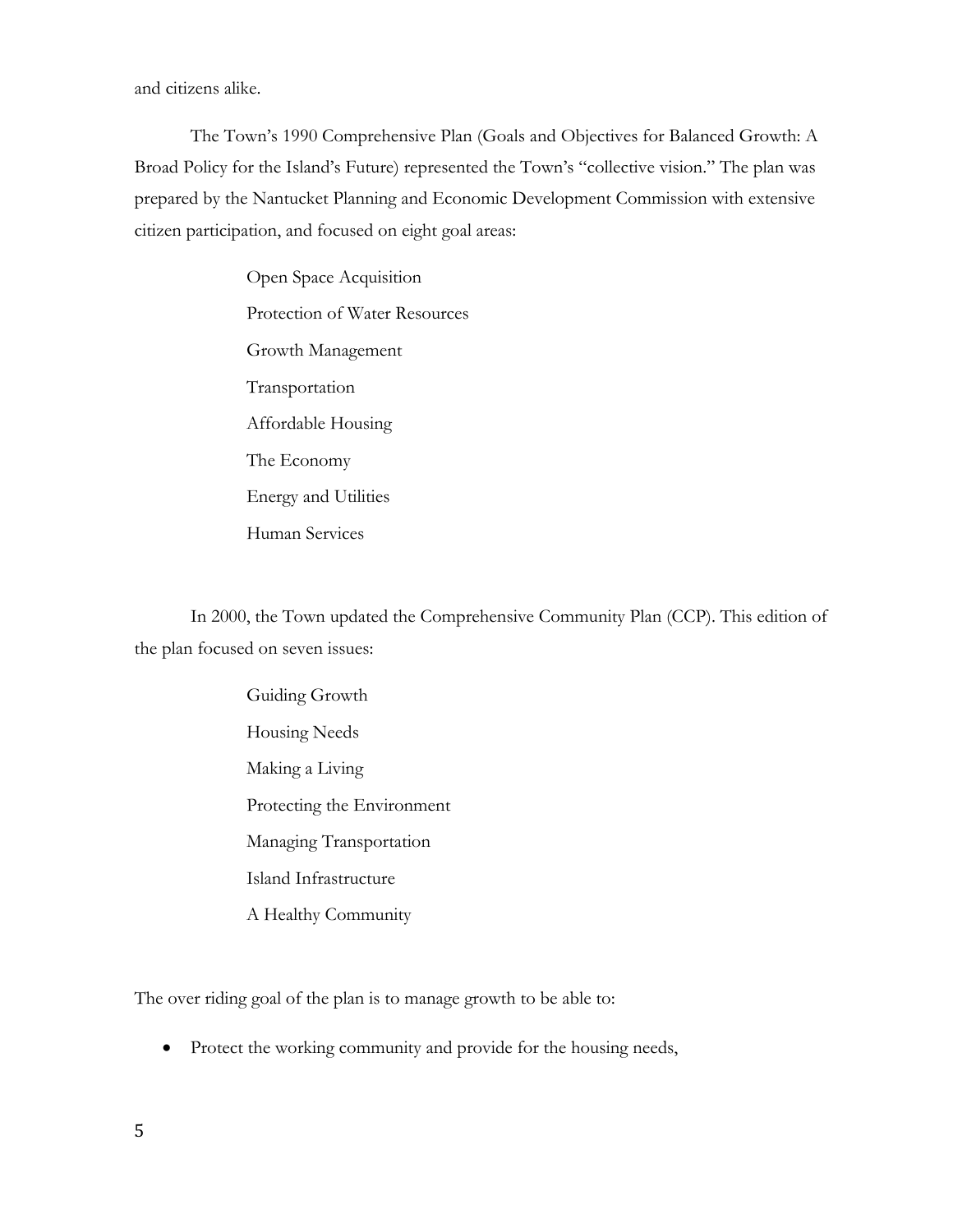and citizens alike.

The Town's 1990 Comprehensive Plan (Goals and Objectives for Balanced Growth: A Broad Policy for the Island's Future) represented the Town's "collective vision." The plan was prepared by the Nantucket Planning and Economic Development Commission with extensive citizen participation, and focused on eight goal areas:

- Open Space Acquisition
- Protection of Water Resources
- Growth Management
- Transportation
- Affordable Housing
- The Economy
- Energy and Utilities
- Human Services

In 2000, the Town updated the Comprehensive Community Plan (CCP). This edition of the plan focused on seven issues:

- Guiding Growth
- Housing Needs
- Making a Living
- Protecting the Environment
- Managing Transportation
- Island Infrastructure
- A Healthy Community

The over riding goal of the plan is to manage growth to be able to:

- Protect the working community and provide for the housing needs,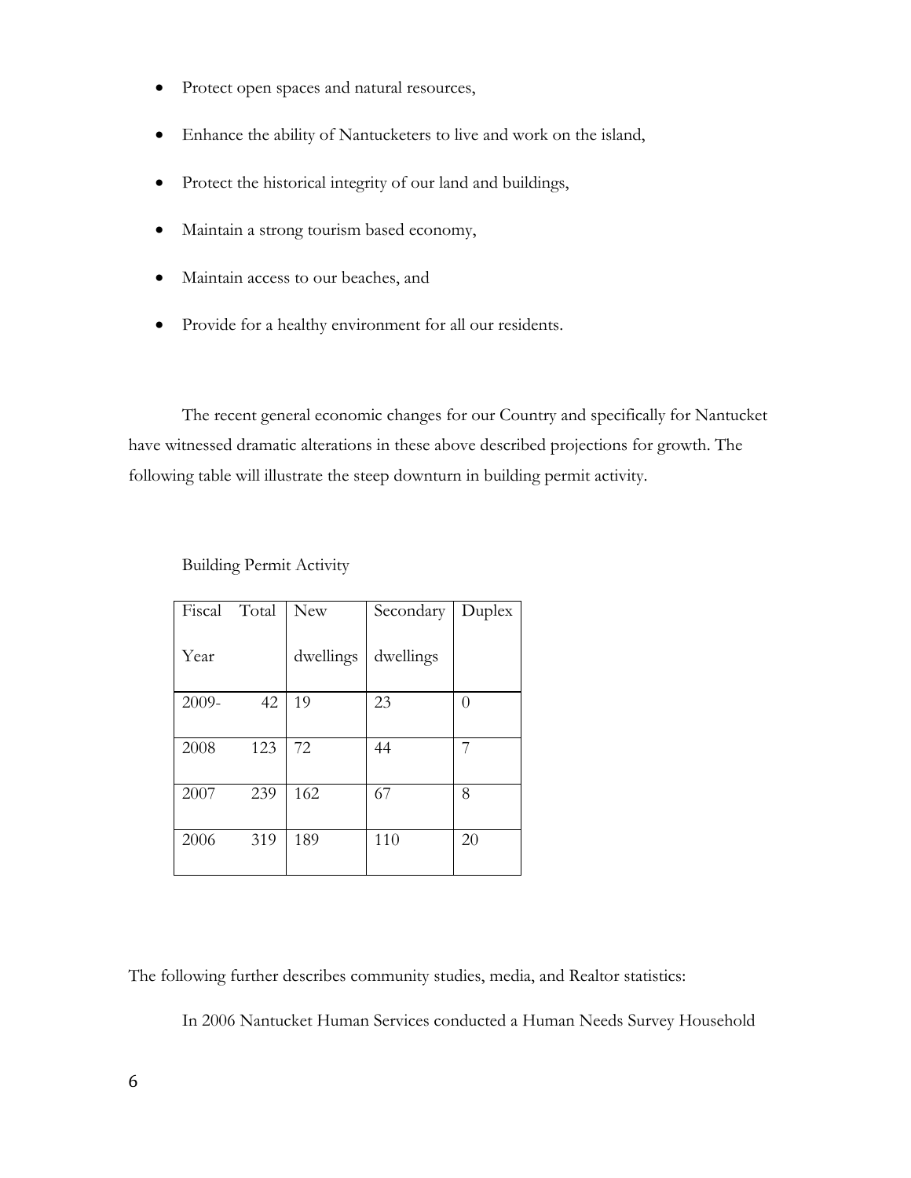- Protect open spaces and natural resources,
- Enhance the ability of Nantucketers to live and work on the island,
- Protect the historical integrity of our land and buildings,
- Maintain a strong tourism based economy,
- Maintain access to our beaches, and
- Provide for a healthy environment for all our residents.

The recent general economic changes for our Country and specifically for Nantucket have witnessed dramatic alterations in these above described projections for growth. The following table will illustrate the steep downturn in building permit activity.

Building Permit Activity

| Fiscal Year | Total | New dwellings | Secondary dwellings | Duplex |
|---|---|---|---|---|
| 2009- | 42 | 19 | 23 | 0 |
| 2008 | 123 | 72 | 44 | 7 |
| 2007 | 239 | 162 | 67 | 8 |
| 2006 | 319 | 189 | 110 | 20 |

The following further describes community studies, media, and Realtor statistics:

In 2006 Nantucket Human Services conducted a Human Needs Survey Household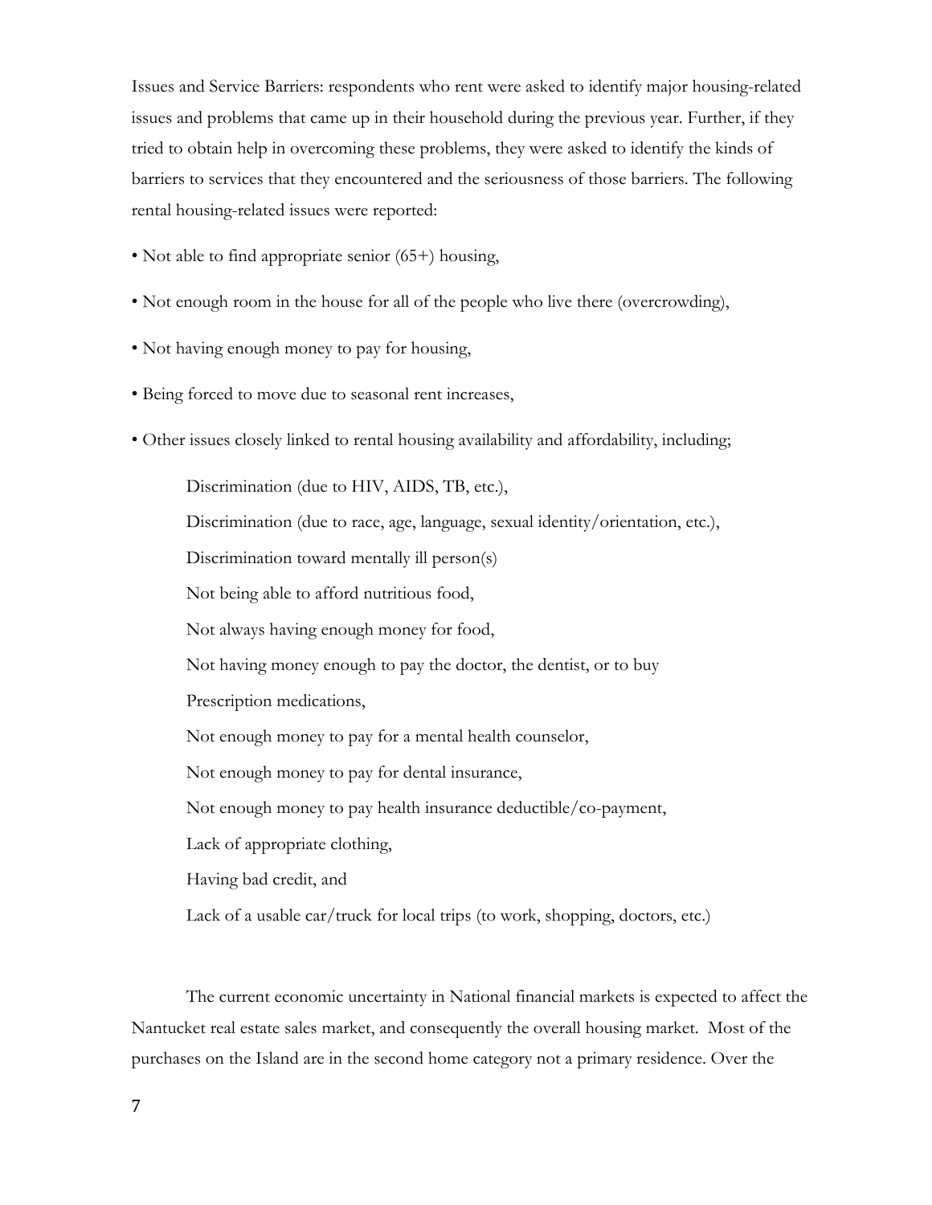Issues and Service Barriers: respondents who rent were asked to identify major housing-related issues and problems that came up in their household during the previous year. Further, if they tried to obtain help in overcoming these problems, they were asked to identify the kinds of barriers to services that they encountered and the seriousness of those barriers. The following rental housing-related issues were reported:

- Not able to find appropriate senior (65+) housing,
- Not enough room in the house for all of the people who live there (overcrowding),
- Not having enough money to pay for housing,
- Being forced to move due to seasonal rent increases,
- Other issues closely linked to rental housing availability and affordability, including;

    Discrimination (due to HIV, AIDS, TB, etc.),

    Discrimination (due to race, age, language, sexual identity/orientation, etc.),

    Discrimination toward mentally ill person(s)

    Not being able to afford nutritious food,

    Not always having enough money for food,

    Not having money enough to pay the doctor, the dentist, or to buy

    Prescription medications,

    Not enough money to pay for a mental health counselor,

    Not enough money to pay for dental insurance,

    Not enough money to pay health insurance deductible/co-payment,

    Lack of appropriate clothing,

    Having bad credit, and

    Lack of a usable car/truck for local trips (to work, shopping, doctors, etc.)

The current economic uncertainty in National financial markets is expected to affect the Nantucket real estate sales market, and consequently the overall housing market. Most of the purchases on the Island are in the second home category not a primary residence. Over the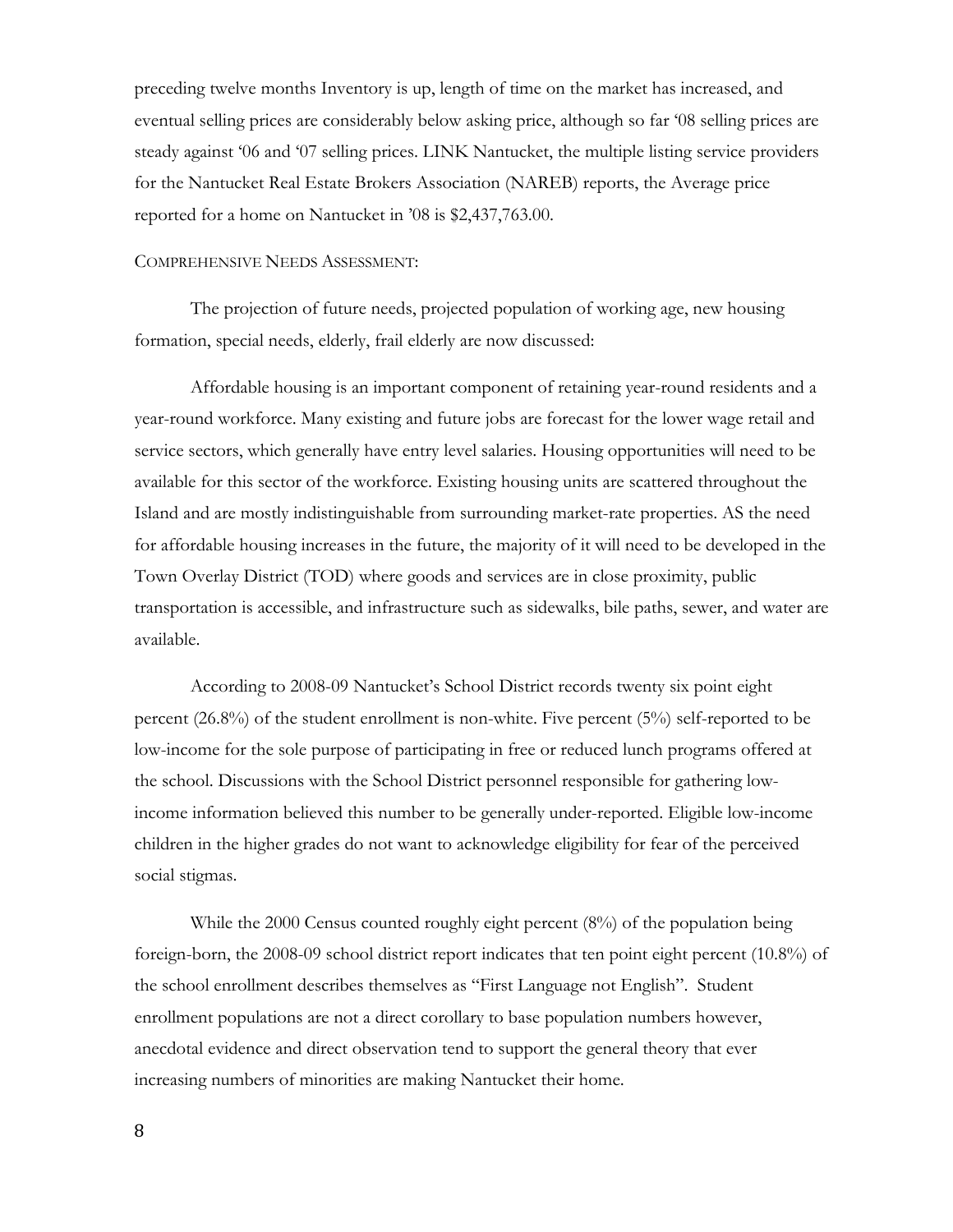preceding twelve months Inventory is up, length of time on the market has increased, and eventual selling prices are considerably below asking price, although so far '08 selling prices are steady against '06 and '07 selling prices. LINK Nantucket, the multiple listing service providers for the Nantucket Real Estate Brokers Association (NAREB) reports, the Average price reported for a home on Nantucket in '08 is $2,437,763.00.

COMPREHENSIVE NEEDS ASSESSMENT:

The projection of future needs, projected population of working age, new housing formation, special needs, elderly, frail elderly are now discussed:

Affordable housing is an important component of retaining year-round residents and a year-round workforce. Many existing and future jobs are forecast for the lower wage retail and service sectors, which generally have entry level salaries. Housing opportunities will need to be available for this sector of the workforce. Existing housing units are scattered throughout the Island and are mostly indistinguishable from surrounding market-rate properties. AS the need for affordable housing increases in the future, the majority of it will need to be developed in the Town Overlay District (TOD) where goods and services are in close proximity, public transportation is accessible, and infrastructure such as sidewalks, bile paths, sewer, and water are available.

According to 2008-09 Nantucket's School District records twenty six point eight percent (26.8%) of the student enrollment is non-white. Five percent (5%) self-reported to be low-income for the sole purpose of participating in free or reduced lunch programs offered at the school. Discussions with the School District personnel responsible for gathering low-income information believed this number to be generally under-reported. Eligible low-income children in the higher grades do not want to acknowledge eligibility for fear of the perceived social stigmas.

While the 2000 Census counted roughly eight percent (8%) of the population being foreign-born, the 2008-09 school district report indicates that ten point eight percent (10.8%) of the school enrollment describes themselves as "First Language not English". Student enrollment populations are not a direct corollary to base population numbers however, anecdotal evidence and direct observation tend to support the general theory that ever increasing numbers of minorities are making Nantucket their home.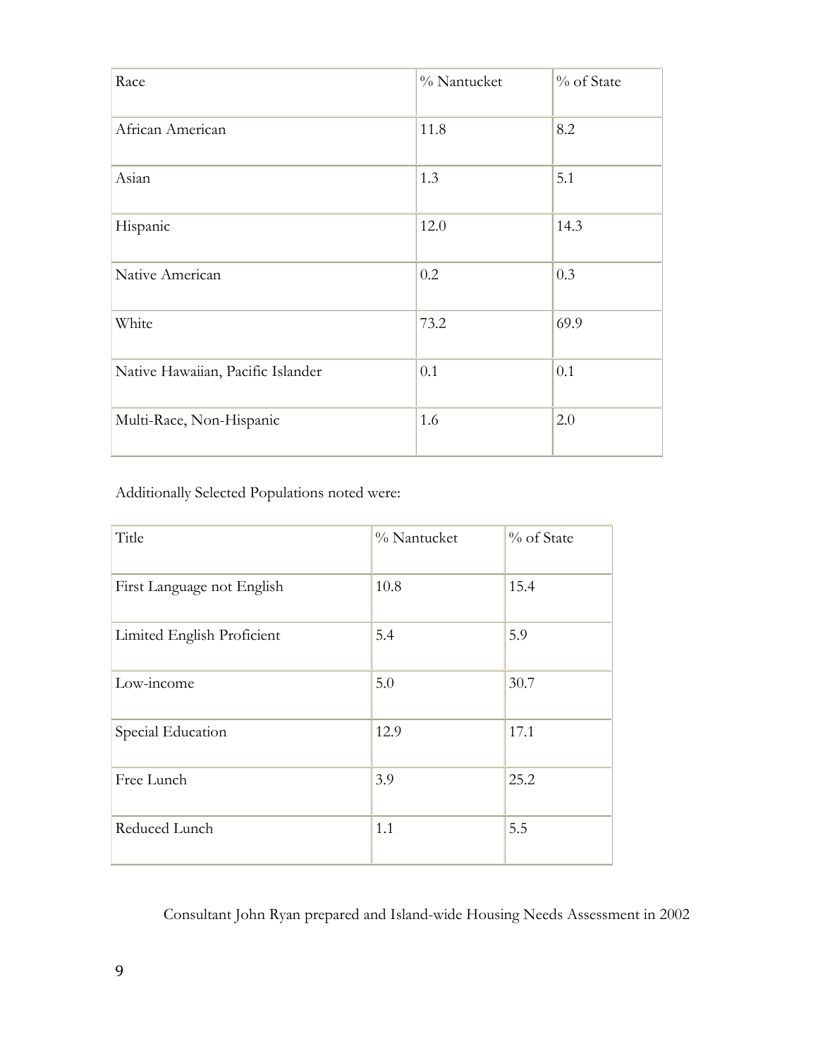| Race | % Nantucket | % of State |
| --- | --- | --- |
| African American | 11.8 | 8.2 |
| Asian | 1.3 | 5.1 |
| Hispanic | 12.0 | 14.3 |
| Native American | 0.2 | 0.3 |
| White | 73.2 | 69.9 |
| Native Hawaiian, Pacific Islander | 0.1 | 0.1 |
| Multi-Race, Non-Hispanic | 1.6 | 2.0 |

Additionally Selected Populations noted were:

| Title | % Nantucket | % of State |
| --- | --- | --- |
| First Language not English | 10.8 | 15.4 |
| Limited English Proficient | 5.4 | 5.9 |
| Low-income | 5.0 | 30.7 |
| Special Education | 12.9 | 17.1 |
| Free Lunch | 3.9 | 25.2 |
| Reduced Lunch | 1.1 | 5.5 |

Consultant John Ryan prepared and Island-wide Housing Needs Assessment in 2002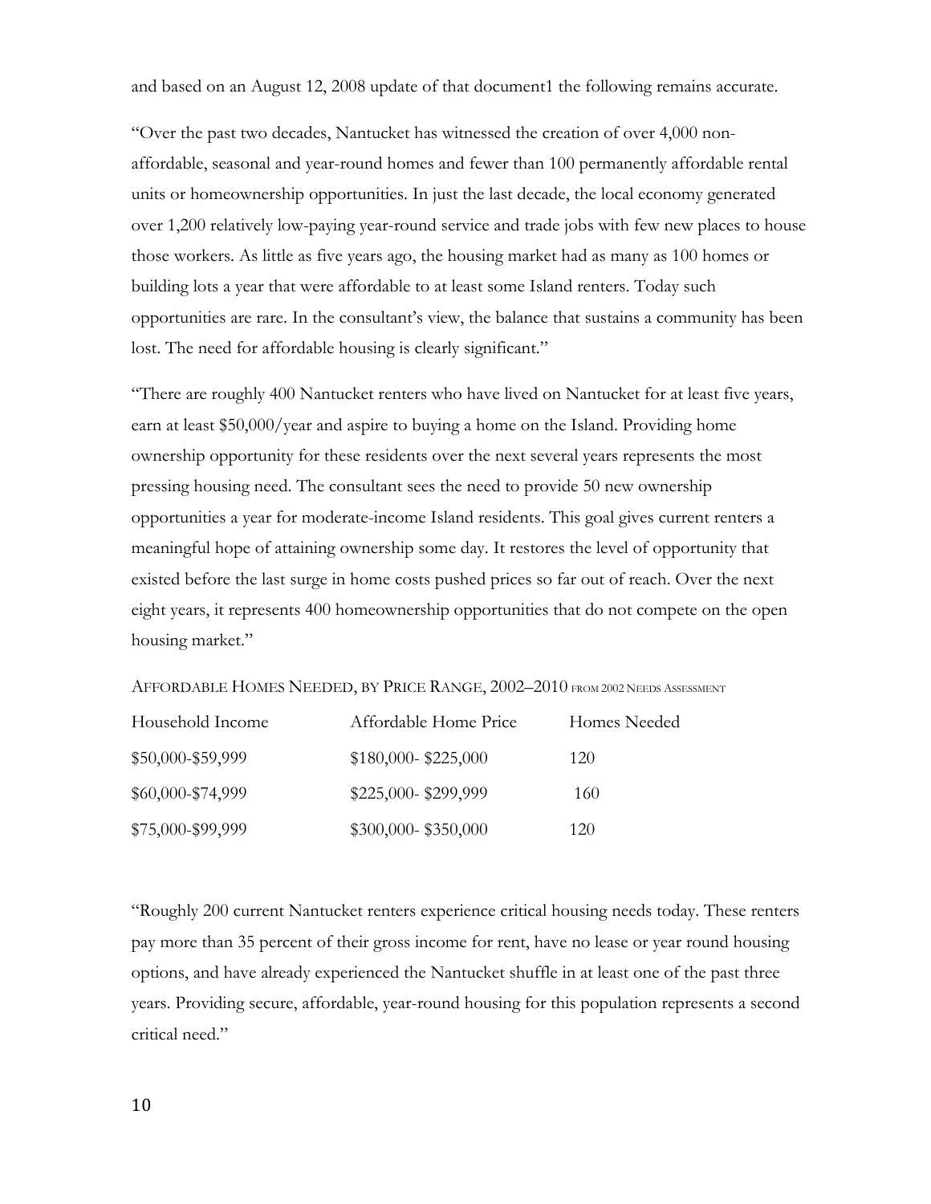and based on an August 12, 2008 update of that document[1] the following remains accurate.

"Over the past two decades, Nantucket has witnessed the creation of over 4,000 non-affordable, seasonal and year-round homes and fewer than 100 permanently affordable rental units or homeownership opportunities. In just the last decade, the local economy generated over 1,200 relatively low-paying year-round service and trade jobs with few new places to house those workers. As little as five years ago, the housing market had as many as 100 homes or building lots a year that were affordable to at least some Island renters. Today such opportunities are rare. In the consultant's view, the balance that sustains a community has been lost. The need for affordable housing is clearly significant."

"There are roughly 400 Nantucket renters who have lived on Nantucket for at least five years, earn at least $50,000/year and aspire to buying a home on the Island. Providing home ownership opportunity for these residents over the next several years represents the most pressing housing need. The consultant sees the need to provide 50 new ownership opportunities a year for moderate-income Island residents. This goal gives current renters a meaningful hope of attaining ownership some day. It restores the level of opportunity that existed before the last surge in home costs pushed prices so far out of reach. Over the next eight years, it represents 400 homeownership opportunities that do not compete on the open housing market."

AFFORDABLE HOMES NEEDED, BY PRICE RANGE, 2002–2010 FROM 2002 NEEDS ASSESSMENT

| Household Income | Affordable Home Price | Homes Needed |
|---|---|---|
| $50,000-$59,999 | $180,000- $225,000 | 120 |
| $60,000-$74,999 | $225,000- $299,999 | 160 |
| $75,000-$99,999 | $300,000- $350,000 | 120 |

"Roughly 200 current Nantucket renters experience critical housing needs today. These renters pay more than 35 percent of their gross income for rent, have no lease or year round housing options, and have already experienced the Nantucket shuffle in at least one of the past three years. Providing secure, affordable, year-round housing for this population represents a second critical need."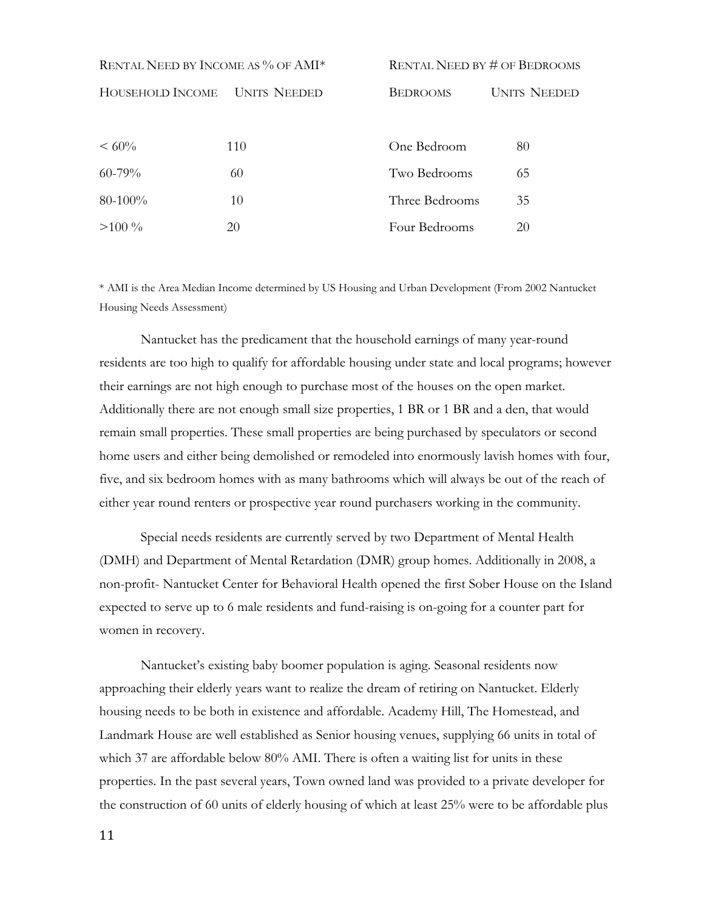| Rental Need by Income as % of AMI* | | Rental Need by # of Bedrooms | |
|---|---|---|---|
| Household Income | Units Needed | Bedrooms | Units Needed |
| < 60% | 110 | One Bedroom | 80 |
| 60-79% | 60 | Two Bedrooms | 65 |
| 80-100% | 10 | Three Bedrooms | 35 |
| >100 % | 20 | Four Bedrooms | 20 |

* AMI is the Area Median Income determined by US Housing and Urban Development (From 2002 Nantucket Housing Needs Assessment)

Nantucket has the predicament that the household earnings of many year-round residents are too high to qualify for affordable housing under state and local programs; however their earnings are not high enough to purchase most of the houses on the open market. Additionally there are not enough small size properties, 1 BR or 1 BR and a den, that would remain small properties. These small properties are being purchased by speculators or second home users and either being demolished or remodeled into enormously lavish homes with four, five, and six bedroom homes with as many bathrooms which will always be out of the reach of either year round renters or prospective year round purchasers working in the community.

Special needs residents are currently served by two Department of Mental Health (DMH) and Department of Mental Retardation (DMR) group homes. Additionally in 2008, a non-profit- Nantucket Center for Behavioral Health opened the first Sober House on the Island expected to serve up to 6 male residents and fund-raising is on-going for a counter part for women in recovery.

Nantucket's existing baby boomer population is aging. Seasonal residents now approaching their elderly years want to realize the dream of retiring on Nantucket. Elderly housing needs to be both in existence and affordable. Academy Hill, The Homestead, and Landmark House are well established as Senior housing venues, supplying 66 units in total of which 37 are affordable below 80% AMI. There is often a waiting list for units in these properties. In the past several years, Town owned land was provided to a private developer for the construction of 60 units of elderly housing of which at least 25% were to be affordable plus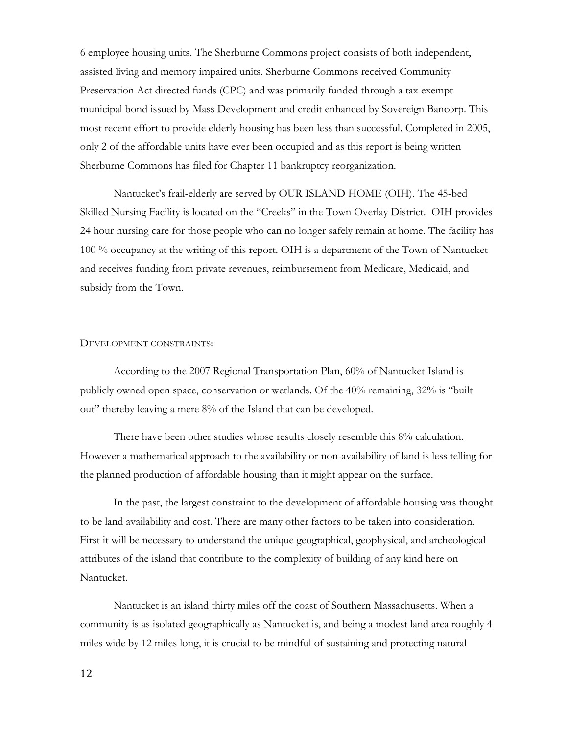6 employee housing units. The Sherburne Commons project consists of both independent, assisted living and memory impaired units. Sherburne Commons received Community Preservation Act directed funds (CPC) and was primarily funded through a tax exempt municipal bond issued by Mass Development and credit enhanced by Sovereign Bancorp. This most recent effort to provide elderly housing has been less than successful. Completed in 2005, only 2 of the affordable units have ever been occupied and as this report is being written Sherburne Commons has filed for Chapter 11 bankruptcy reorganization.

Nantucket's frail-elderly are served by OUR ISLAND HOME (OIH). The 45-bed Skilled Nursing Facility is located on the "Creeks" in the Town Overlay District. OIH provides 24 hour nursing care for those people who can no longer safely remain at home. The facility has 100 % occupancy at the writing of this report. OIH is a department of the Town of Nantucket and receives funding from private revenues, reimbursement from Medicare, Medicaid, and subsidy from the Town.

## DEVELOPMENT CONSTRAINTS:

According to the 2007 Regional Transportation Plan, 60% of Nantucket Island is publicly owned open space, conservation or wetlands. Of the 40% remaining, 32% is "built out" thereby leaving a mere 8% of the Island that can be developed.

There have been other studies whose results closely resemble this 8% calculation. However a mathematical approach to the availability or non-availability of land is less telling for the planned production of affordable housing than it might appear on the surface.

In the past, the largest constraint to the development of affordable housing was thought to be land availability and cost. There are many other factors to be taken into consideration. First it will be necessary to understand the unique geographical, geophysical, and archeological attributes of the island that contribute to the complexity of building of any kind here on Nantucket.

Nantucket is an island thirty miles off the coast of Southern Massachusetts. When a community is as isolated geographically as Nantucket is, and being a modest land area roughly 4 miles wide by 12 miles long, it is crucial to be mindful of sustaining and protecting natural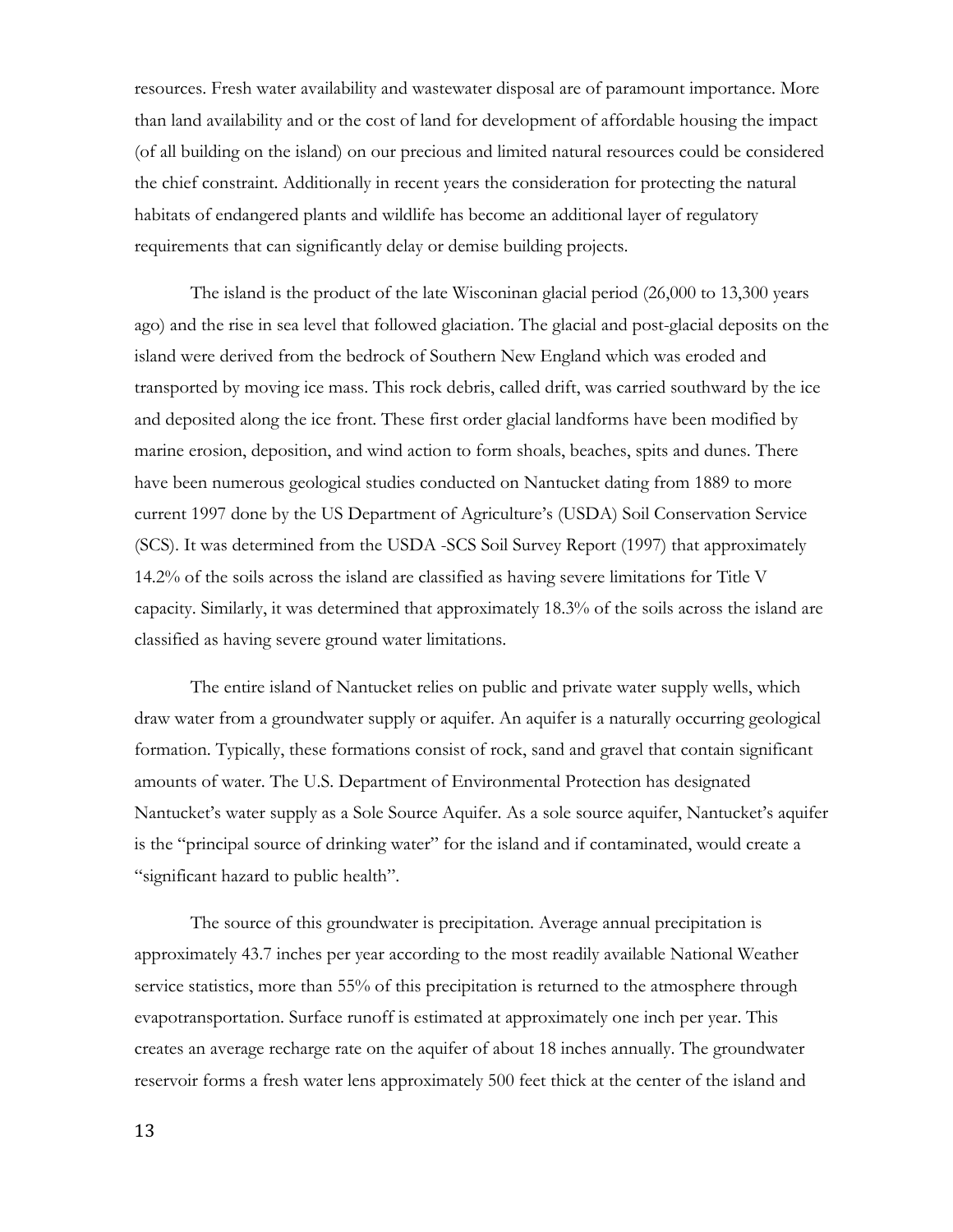resources. Fresh water availability and wastewater disposal are of paramount importance. More than land availability and or the cost of land for development of affordable housing the impact (of all building on the island) on our precious and limited natural resources could be considered the chief constraint. Additionally in recent years the consideration for protecting the natural habitats of endangered plants and wildlife has become an additional layer of regulatory requirements that can significantly delay or demise building projects.

The island is the product of the late Wisconinan glacial period (26,000 to 13,300 years ago) and the rise in sea level that followed glaciation. The glacial and post-glacial deposits on the island were derived from the bedrock of Southern New England which was eroded and transported by moving ice mass. This rock debris, called drift, was carried southward by the ice and deposited along the ice front. These first order glacial landforms have been modified by marine erosion, deposition, and wind action to form shoals, beaches, spits and dunes. There have been numerous geological studies conducted on Nantucket dating from 1889 to more current 1997 done by the US Department of Agriculture's (USDA) Soil Conservation Service (SCS). It was determined from the USDA -SCS Soil Survey Report (1997) that approximately 14.2% of the soils across the island are classified as having severe limitations for Title V capacity. Similarly, it was determined that approximately 18.3% of the soils across the island are classified as having severe ground water limitations.

The entire island of Nantucket relies on public and private water supply wells, which draw water from a groundwater supply or aquifer. An aquifer is a naturally occurring geological formation. Typically, these formations consist of rock, sand and gravel that contain significant amounts of water. The U.S. Department of Environmental Protection has designated Nantucket's water supply as a Sole Source Aquifer. As a sole source aquifer, Nantucket's aquifer is the "principal source of drinking water" for the island and if contaminated, would create a "significant hazard to public health".

The source of this groundwater is precipitation. Average annual precipitation is approximately 43.7 inches per year according to the most readily available National Weather service statistics, more than 55% of this precipitation is returned to the atmosphere through evapotransportation. Surface runoff is estimated at approximately one inch per year. This creates an average recharge rate on the aquifer of about 18 inches annually. The groundwater reservoir forms a fresh water lens approximately 500 feet thick at the center of the island and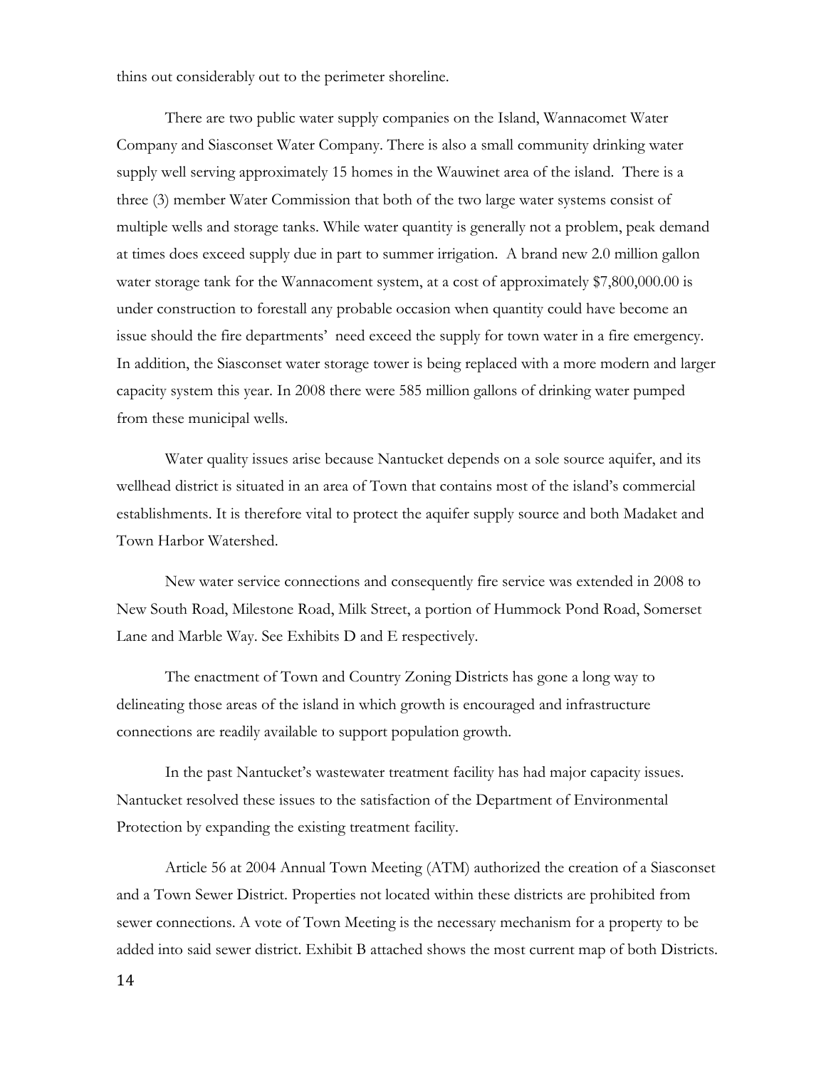thins out considerably out to the perimeter shoreline.

There are two public water supply companies on the Island, Wannacomet Water Company and Siasconset Water Company. There is also a small community drinking water supply well serving approximately 15 homes in the Wauwinet area of the island. There is a three (3) member Water Commission that both of the two large water systems consist of multiple wells and storage tanks. While water quantity is generally not a problem, peak demand at times does exceed supply due in part to summer irrigation. A brand new 2.0 million gallon water storage tank for the Wannacoment system, at a cost of approximately $7,800,000.00 is under construction to forestall any probable occasion when quantity could have become an issue should the fire departments' need exceed the supply for town water in a fire emergency. In addition, the Siasconset water storage tower is being replaced with a more modern and larger capacity system this year. In 2008 there were 585 million gallons of drinking water pumped from these municipal wells.

Water quality issues arise because Nantucket depends on a sole source aquifer, and its wellhead district is situated in an area of Town that contains most of the island's commercial establishments. It is therefore vital to protect the aquifer supply source and both Madaket and Town Harbor Watershed.

New water service connections and consequently fire service was extended in 2008 to New South Road, Milestone Road, Milk Street, a portion of Hummock Pond Road, Somerset Lane and Marble Way. See Exhibits D and E respectively.

The enactment of Town and Country Zoning Districts has gone a long way to delineating those areas of the island in which growth is encouraged and infrastructure connections are readily available to support population growth.

In the past Nantucket's wastewater treatment facility has had major capacity issues. Nantucket resolved these issues to the satisfaction of the Department of Environmental Protection by expanding the existing treatment facility.

Article 56 at 2004 Annual Town Meeting (ATM) authorized the creation of a Siasconset and a Town Sewer District. Properties not located within these districts are prohibited from sewer connections. A vote of Town Meeting is the necessary mechanism for a property to be added into said sewer district. Exhibit B attached shows the most current map of both Districts.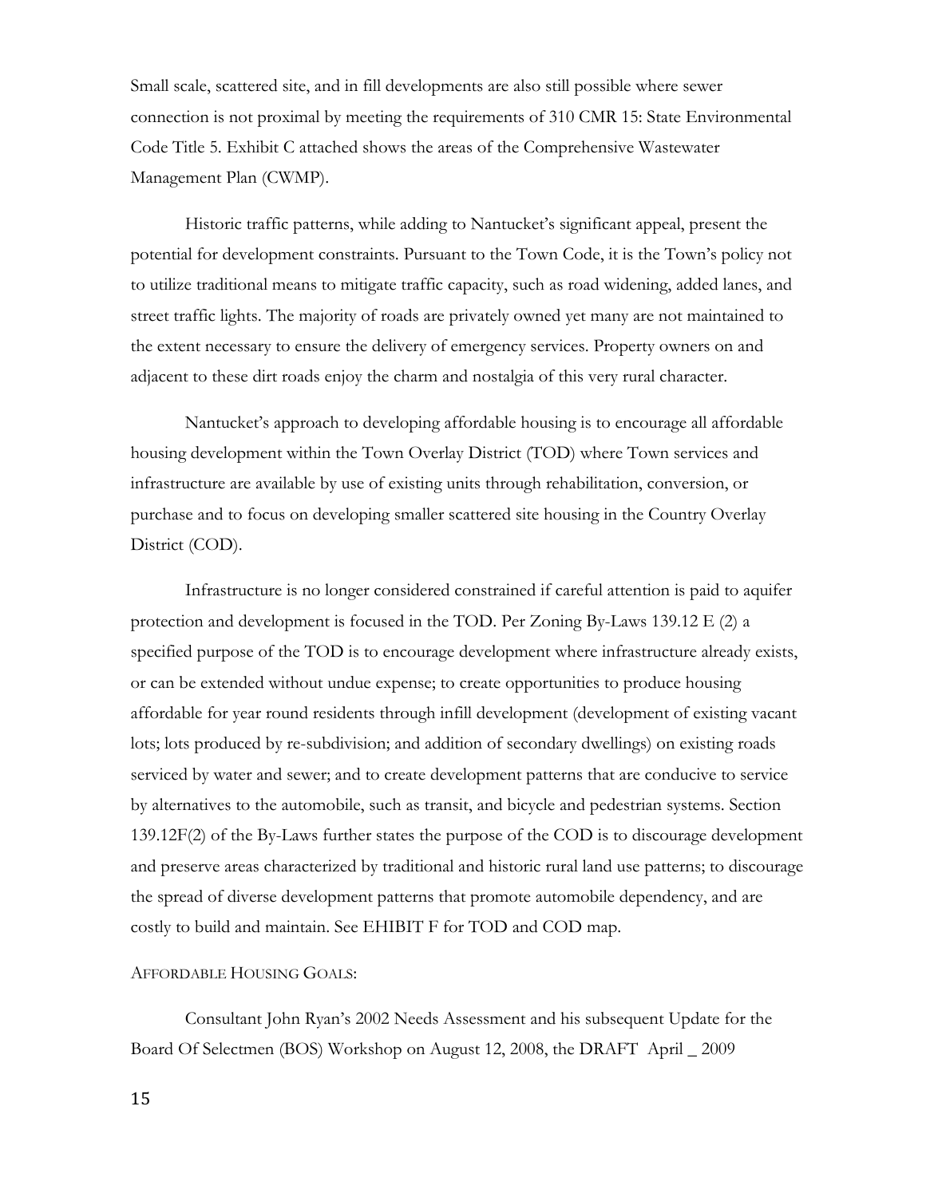Small scale, scattered site, and in fill developments are also still possible where sewer connection is not proximal by meeting the requirements of 310 CMR 15: State Environmental Code Title 5. Exhibit C attached shows the areas of the Comprehensive Wastewater Management Plan (CWMP).

Historic traffic patterns, while adding to Nantucket's significant appeal, present the potential for development constraints. Pursuant to the Town Code, it is the Town's policy not to utilize traditional means to mitigate traffic capacity, such as road widening, added lanes, and street traffic lights. The majority of roads are privately owned yet many are not maintained to the extent necessary to ensure the delivery of emergency services. Property owners on and adjacent to these dirt roads enjoy the charm and nostalgia of this very rural character.

Nantucket's approach to developing affordable housing is to encourage all affordable housing development within the Town Overlay District (TOD) where Town services and infrastructure are available by use of existing units through rehabilitation, conversion, or purchase and to focus on developing smaller scattered site housing in the Country Overlay District (COD).

Infrastructure is no longer considered constrained if careful attention is paid to aquifer protection and development is focused in the TOD. Per Zoning By-Laws 139.12 E (2) a specified purpose of the TOD is to encourage development where infrastructure already exists, or can be extended without undue expense; to create opportunities to produce housing affordable for year round residents through infill development (development of existing vacant lots; lots produced by re-subdivision; and addition of secondary dwellings) on existing roads serviced by water and sewer; and to create development patterns that are conducive to service by alternatives to the automobile, such as transit, and bicycle and pedestrian systems. Section 139.12F(2) of the By-Laws further states the purpose of the COD is to discourage development and preserve areas characterized by traditional and historic rural land use patterns; to discourage the spread of diverse development patterns that promote automobile dependency, and are costly to build and maintain. See EHIBIT F for TOD and COD map.

AFFORDABLE HOUSING GOALS:

Consultant John Ryan's 2002 Needs Assessment and his subsequent Update for the Board Of Selectmen (BOS) Workshop on August 12, 2008, the DRAFT April _ 2009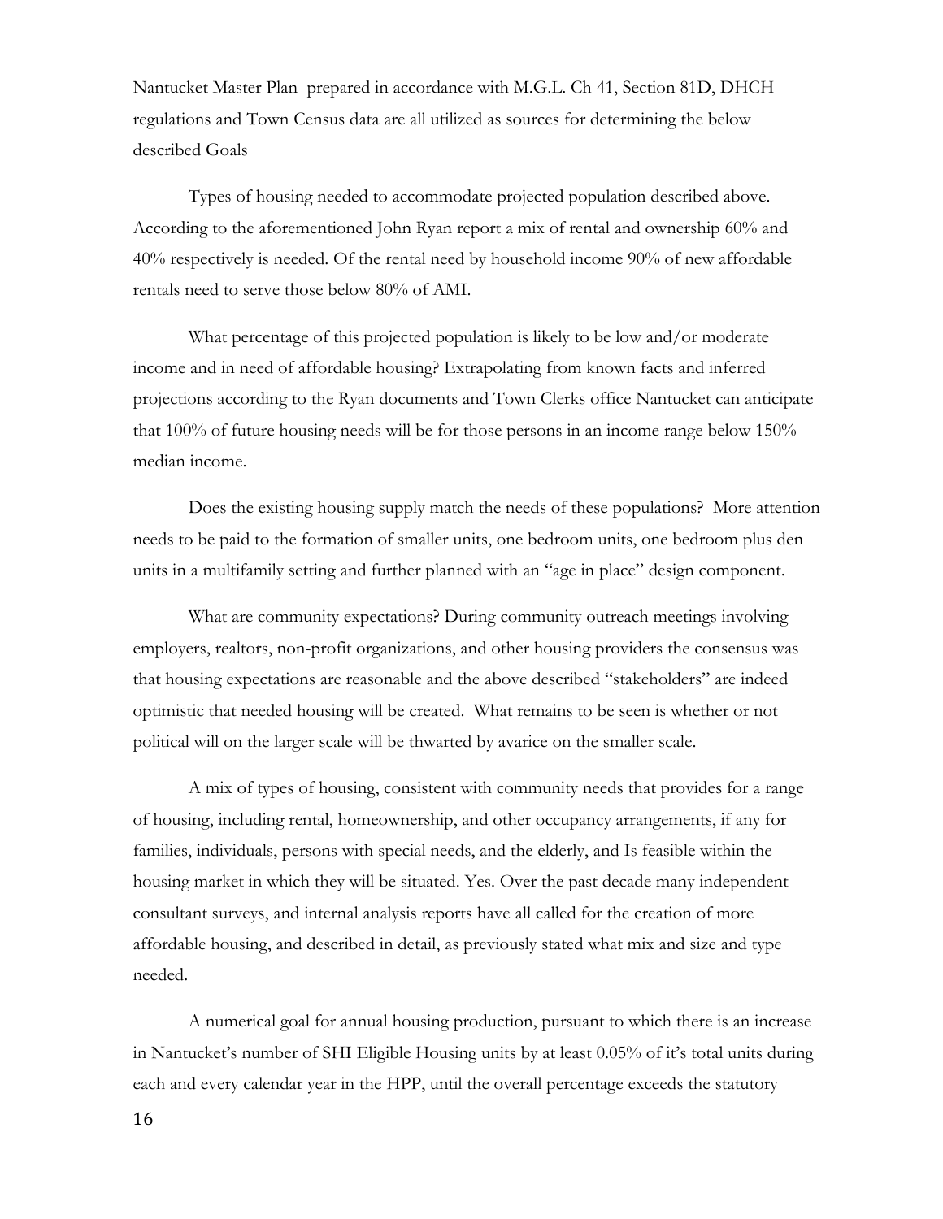Nantucket Master Plan prepared in accordance with M.G.L. Ch 41, Section 81D, DHCH regulations and Town Census data are all utilized as sources for determining the below described Goals

Types of housing needed to accommodate projected population described above. According to the aforementioned John Ryan report a mix of rental and ownership 60% and 40% respectively is needed. Of the rental need by household income 90% of new affordable rentals need to serve those below 80% of AMI.

What percentage of this projected population is likely to be low and/or moderate income and in need of affordable housing? Extrapolating from known facts and inferred projections according to the Ryan documents and Town Clerks office Nantucket can anticipate that 100% of future housing needs will be for those persons in an income range below 150% median income.

Does the existing housing supply match the needs of these populations? More attention needs to be paid to the formation of smaller units, one bedroom units, one bedroom plus den units in a multifamily setting and further planned with an "age in place" design component.

What are community expectations? During community outreach meetings involving employers, realtors, non-profit organizations, and other housing providers the consensus was that housing expectations are reasonable and the above described "stakeholders" are indeed optimistic that needed housing will be created. What remains to be seen is whether or not political will on the larger scale will be thwarted by avarice on the smaller scale.

A mix of types of housing, consistent with community needs that provides for a range of housing, including rental, homeownership, and other occupancy arrangements, if any for families, individuals, persons with special needs, and the elderly, and Is feasible within the housing market in which they will be situated. Yes. Over the past decade many independent consultant surveys, and internal analysis reports have all called for the creation of more affordable housing, and described in detail, as previously stated what mix and size and type needed.

A numerical goal for annual housing production, pursuant to which there is an increase in Nantucket's number of SHI Eligible Housing units by at least 0.05% of it's total units during each and every calendar year in the HPP, until the overall percentage exceeds the statutory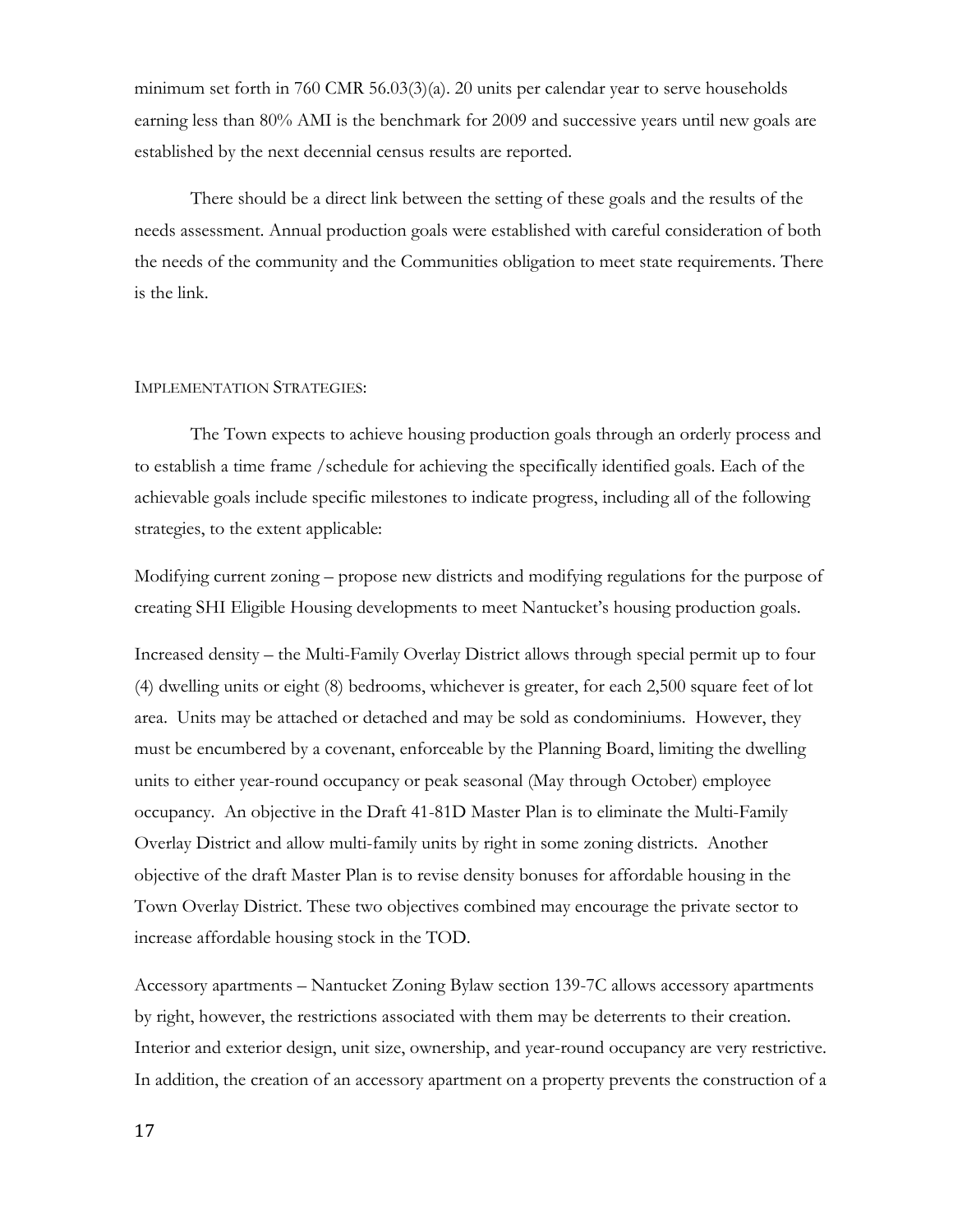minimum set forth in 760 CMR 56.03(3)(a). 20 units per calendar year to serve households earning less than 80% AMI is the benchmark for 2009 and successive years until new goals are established by the next decennial census results are reported.

There should be a direct link between the setting of these goals and the results of the needs assessment. Annual production goals were established with careful consideration of both the needs of the community and the Communities obligation to meet state requirements. There is the link.

## Implementation Strategies:

The Town expects to achieve housing production goals through an orderly process and to establish a time frame /schedule for achieving the specifically identified goals. Each of the achievable goals include specific milestones to indicate progress, including all of the following strategies, to the extent applicable:

Modifying current zoning – propose new districts and modifying regulations for the purpose of creating SHI Eligible Housing developments to meet Nantucket's housing production goals.

Increased density – the Multi-Family Overlay District allows through special permit up to four (4) dwelling units or eight (8) bedrooms, whichever is greater, for each 2,500 square feet of lot area. Units may be attached or detached and may be sold as condominiums. However, they must be encumbered by a covenant, enforceable by the Planning Board, limiting the dwelling units to either year-round occupancy or peak seasonal (May through October) employee occupancy. An objective in the Draft 41-81D Master Plan is to eliminate the Multi-Family Overlay District and allow multi-family units by right in some zoning districts. Another objective of the draft Master Plan is to revise density bonuses for affordable housing in the Town Overlay District. These two objectives combined may encourage the private sector to increase affordable housing stock in the TOD.

Accessory apartments – Nantucket Zoning Bylaw section 139-7C allows accessory apartments by right, however, the restrictions associated with them may be deterrents to their creation. Interior and exterior design, unit size, ownership, and year-round occupancy are very restrictive. In addition, the creation of an accessory apartment on a property prevents the construction of a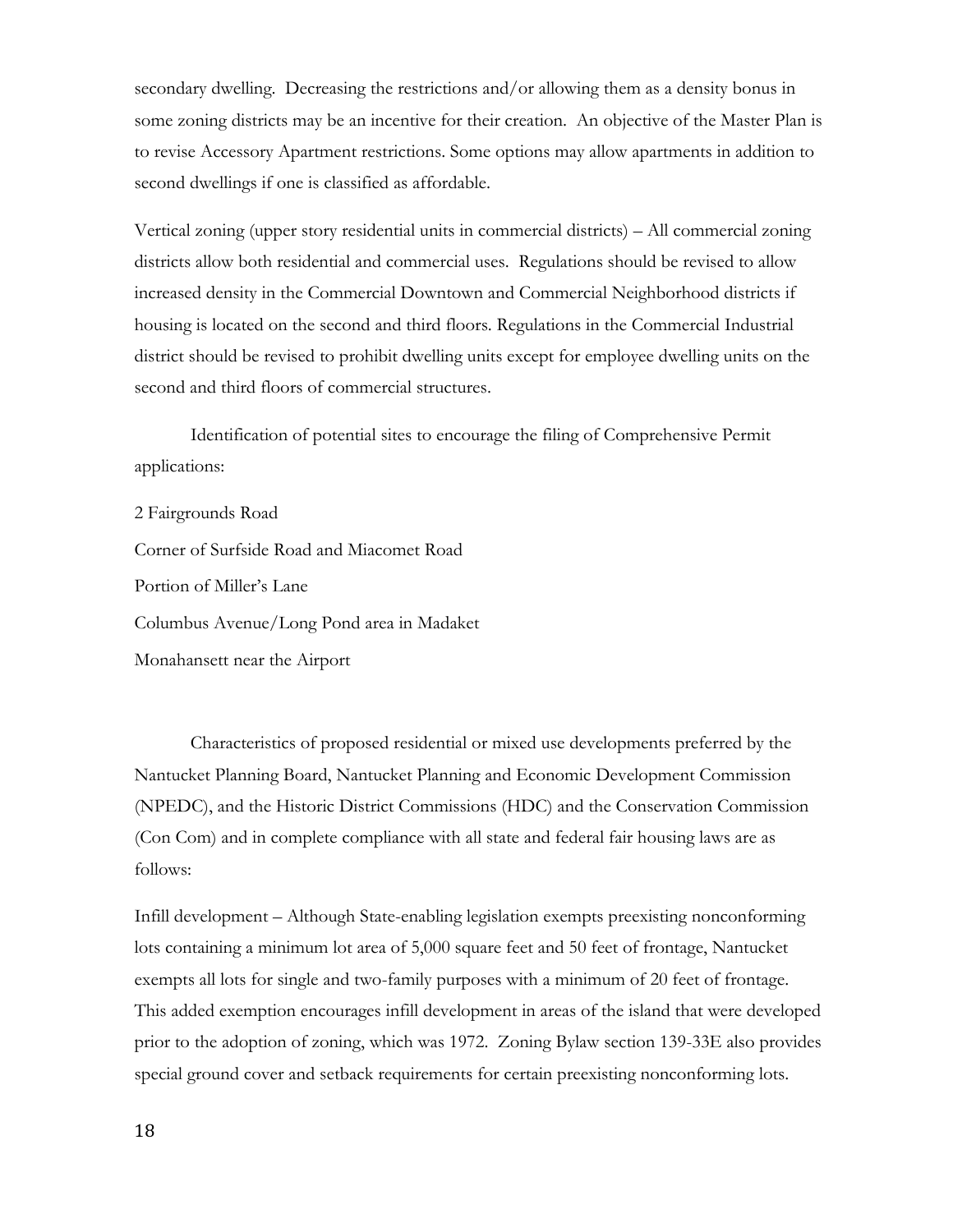secondary dwelling. Decreasing the restrictions and/or allowing them as a density bonus in some zoning districts may be an incentive for their creation. An objective of the Master Plan is to revise Accessory Apartment restrictions. Some options may allow apartments in addition to second dwellings if one is classified as affordable.

Vertical zoning (upper story residential units in commercial districts) – All commercial zoning districts allow both residential and commercial uses. Regulations should be revised to allow increased density in the Commercial Downtown and Commercial Neighborhood districts if housing is located on the second and third floors. Regulations in the Commercial Industrial district should be revised to prohibit dwelling units except for employee dwelling units on the second and third floors of commercial structures.

Identification of potential sites to encourage the filing of Comprehensive Permit applications:

2 Fairgrounds Road

Corner of Surfside Road and Miacomet Road

Portion of Miller's Lane

Columbus Avenue/Long Pond area in Madaket

Monahansett near the Airport

Characteristics of proposed residential or mixed use developments preferred by the Nantucket Planning Board, Nantucket Planning and Economic Development Commission (NPEDC), and the Historic District Commissions (HDC) and the Conservation Commission (Con Com) and in complete compliance with all state and federal fair housing laws are as follows:

Infill development – Although State-enabling legislation exempts preexisting nonconforming lots containing a minimum lot area of 5,000 square feet and 50 feet of frontage, Nantucket exempts all lots for single and two-family purposes with a minimum of 20 feet of frontage. This added exemption encourages infill development in areas of the island that were developed prior to the adoption of zoning, which was 1972. Zoning Bylaw section 139-33E also provides special ground cover and setback requirements for certain preexisting nonconforming lots.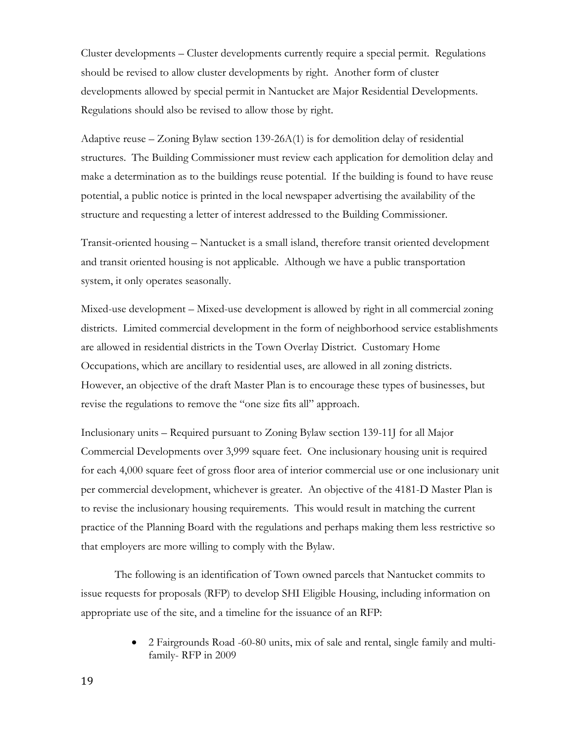Cluster developments – Cluster developments currently require a special permit. Regulations should be revised to allow cluster developments by right. Another form of cluster developments allowed by special permit in Nantucket are Major Residential Developments. Regulations should also be revised to allow those by right.

Adaptive reuse – Zoning Bylaw section 139-26A(1) is for demolition delay of residential structures. The Building Commissioner must review each application for demolition delay and make a determination as to the buildings reuse potential. If the building is found to have reuse potential, a public notice is printed in the local newspaper advertising the availability of the structure and requesting a letter of interest addressed to the Building Commissioner.

Transit-oriented housing – Nantucket is a small island, therefore transit oriented development and transit oriented housing is not applicable. Although we have a public transportation system, it only operates seasonally.

Mixed-use development – Mixed-use development is allowed by right in all commercial zoning districts. Limited commercial development in the form of neighborhood service establishments are allowed in residential districts in the Town Overlay District. Customary Home Occupations, which are ancillary to residential uses, are allowed in all zoning districts. However, an objective of the draft Master Plan is to encourage these types of businesses, but revise the regulations to remove the "one size fits all" approach.

Inclusionary units – Required pursuant to Zoning Bylaw section 139-11J for all Major Commercial Developments over 3,999 square feet. One inclusionary housing unit is required for each 4,000 square feet of gross floor area of interior commercial use or one inclusionary unit per commercial development, whichever is greater. An objective of the 4181-D Master Plan is to revise the inclusionary housing requirements. This would result in matching the current practice of the Planning Board with the regulations and perhaps making them less restrictive so that employers are more willing to comply with the Bylaw.

The following is an identification of Town owned parcels that Nantucket commits to issue requests for proposals (RFP) to develop SHI Eligible Housing, including information on appropriate use of the site, and a timeline for the issuance of an RFP:

- 2 Fairgrounds Road -60-80 units, mix of sale and rental, single family and multi-family- RFP in 2009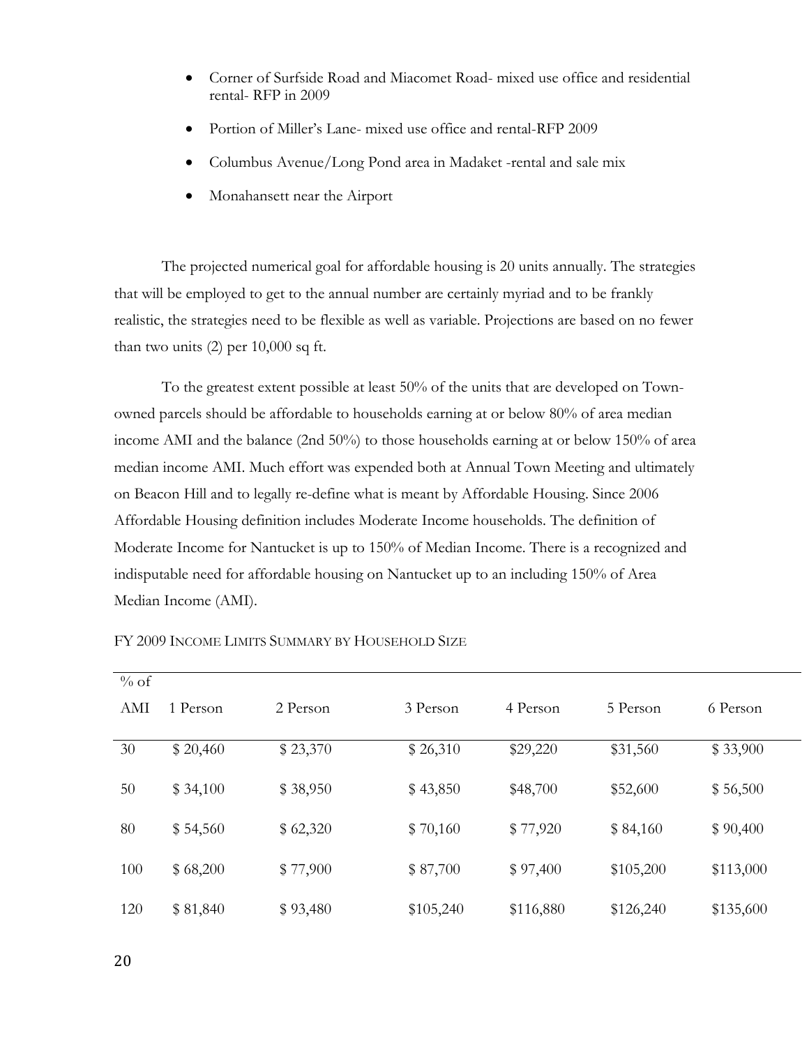- Corner of Surfside Road and Miacomet Road- mixed use office and residential rental- RFP in 2009
- Portion of Miller's Lane- mixed use office and rental-RFP 2009
- Columbus Avenue/Long Pond area in Madaket -rental and sale mix
- Monahansett near the Airport

The projected numerical goal for affordable housing is 20 units annually. The strategies that will be employed to get to the annual number are certainly myriad and to be frankly realistic, the strategies need to be flexible as well as variable. Projections are based on no fewer than two units (2) per 10,000 sq ft.

To the greatest extent possible at least 50% of the units that are developed on Town-owned parcels should be affordable to households earning at or below 80% of area median income AMI and the balance (2nd 50%) to those households earning at or below 150% of area median income AMI. Much effort was expended both at Annual Town Meeting and ultimately on Beacon Hill and to legally re-define what is meant by Affordable Housing. Since 2006 Affordable Housing definition includes Moderate Income households. The definition of Moderate Income for Nantucket is up to 150% of Median Income. There is a recognized and indisputable need for affordable housing on Nantucket up to an including 150% of Area Median Income (AMI).

FY 2009 Income Limits Summary by Household Size

| % of AMI | 1 Person | 2 Person | 3 Person | 4 Person | 5 Person | 6 Person |
|---|---|---|---|---|---|---|
| 30 | $ 20,460 | $ 23,370 | $ 26,310 | $29,220 | $31,560 | $ 33,900 |
| 50 | $ 34,100 | $ 38,950 | $ 43,850 | $48,700 | $52,600 | $ 56,500 |
| 80 | $ 54,560 | $ 62,320 | $ 70,160 | $ 77,920 | $ 84,160 | $ 90,400 |
| 100 | $ 68,200 | $ 77,900 | $ 87,700 | $ 97,400 | $105,200 | $113,000 |
| 120 | $ 81,840 | $ 93,480 | $105,240 | $116,880 | $126,240 | $135,600 |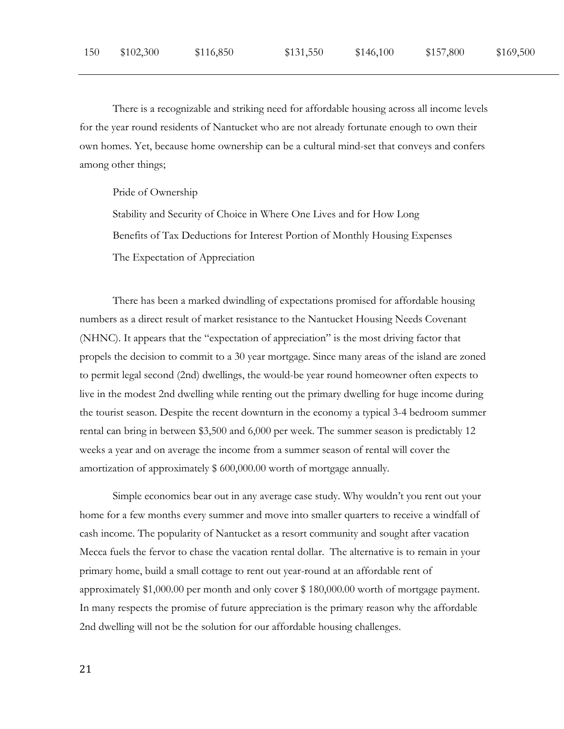| 150 | $102,300 | $116,850 | $131,550 | $146,100 | $157,800 | $169,500 |
|---|---|---|---|---|---|---|

There is a recognizable and striking need for affordable housing across all income levels for the year round residents of Nantucket who are not already fortunate enough to own their own homes. Yet, because home ownership can be a cultural mind-set that conveys and confers among other things;

Pride of Ownership

Stability and Security of Choice in Where One Lives and for How Long

Benefits of Tax Deductions for Interest Portion of Monthly Housing Expenses

The Expectation of Appreciation

There has been a marked dwindling of expectations promised for affordable housing numbers as a direct result of market resistance to the Nantucket Housing Needs Covenant (NHNC). It appears that the "expectation of appreciation" is the most driving factor that propels the decision to commit to a 30 year mortgage. Since many areas of the island are zoned to permit legal second (2nd) dwellings, the would-be year round homeowner often expects to live in the modest 2nd dwelling while renting out the primary dwelling for huge income during the tourist season. Despite the recent downturn in the economy a typical 3-4 bedroom summer rental can bring in between $3,500 and 6,000 per week. The summer season is predictably 12 weeks a year and on average the income from a summer season of rental will cover the amortization of approximately $ 600,000.00 worth of mortgage annually.

Simple economics bear out in any average case study. Why wouldn't you rent out your home for a few months every summer and move into smaller quarters to receive a windfall of cash income. The popularity of Nantucket as a resort community and sought after vacation Mecca fuels the fervor to chase the vacation rental dollar. The alternative is to remain in your primary home, build a small cottage to rent out year-round at an affordable rent of approximately $1,000.00 per month and only cover $ 180,000.00 worth of mortgage payment. In many respects the promise of future appreciation is the primary reason why the affordable 2nd dwelling will not be the solution for our affordable housing challenges.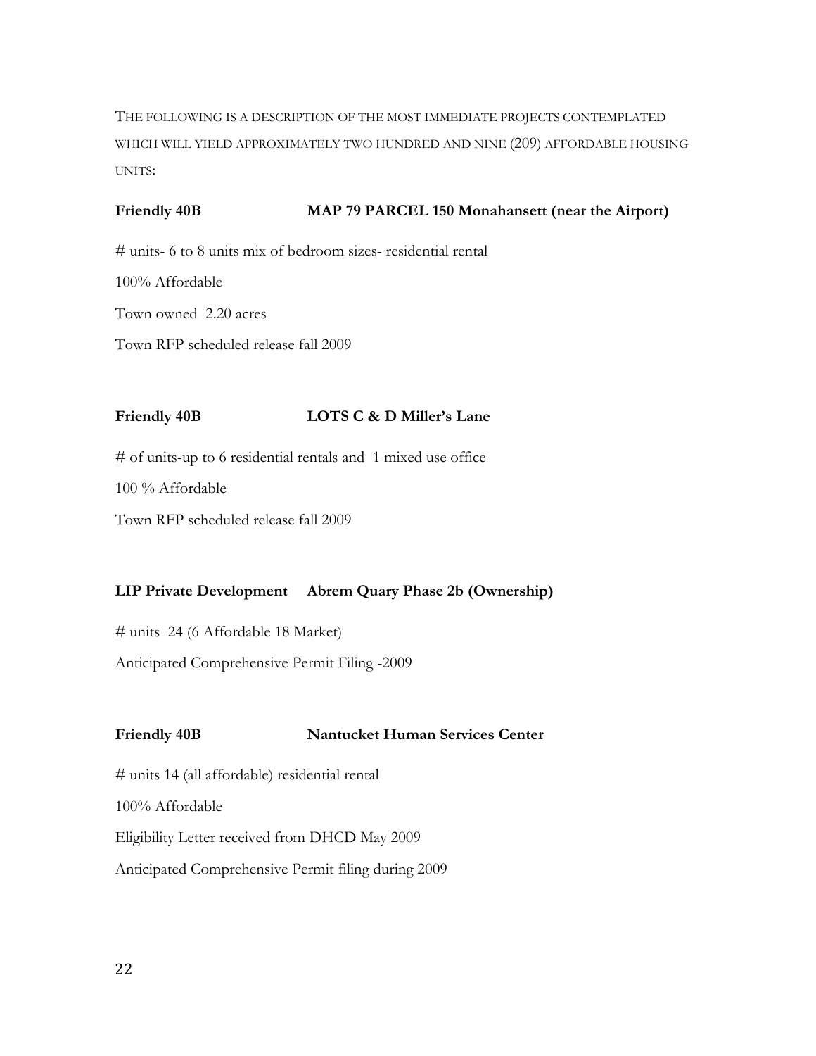THE FOLLOWING IS A DESCRIPTION OF THE MOST IMMEDIATE PROJECTS CONTEMPLATED WHICH WILL YIELD APPROXIMATELY TWO HUNDRED AND NINE (209) AFFORDABLE HOUSING UNITS:

**Friendly 40B** **MAP 79 PARCEL 150 Monahansett (near the Airport)**

# units- 6 to 8 units mix of bedroom sizes- residential rental

100% Affordable

Town owned 2.20 acres

Town RFP scheduled release fall 2009

**Friendly 40B** **LOTS C & D Miller's Lane**

# of units-up to 6 residential rentals and 1 mixed use office

100 % Affordable

Town RFP scheduled release fall 2009

**LIP Private Development** **Abrem Quary Phase 2b (Ownership)**

# units 24 (6 Affordable 18 Market)

Anticipated Comprehensive Permit Filing -2009

**Friendly 40B** **Nantucket Human Services Center**

# units 14 (all affordable) residential rental

100% Affordable

Eligibility Letter received from DHCD May 2009

Anticipated Comprehensive Permit filing during 2009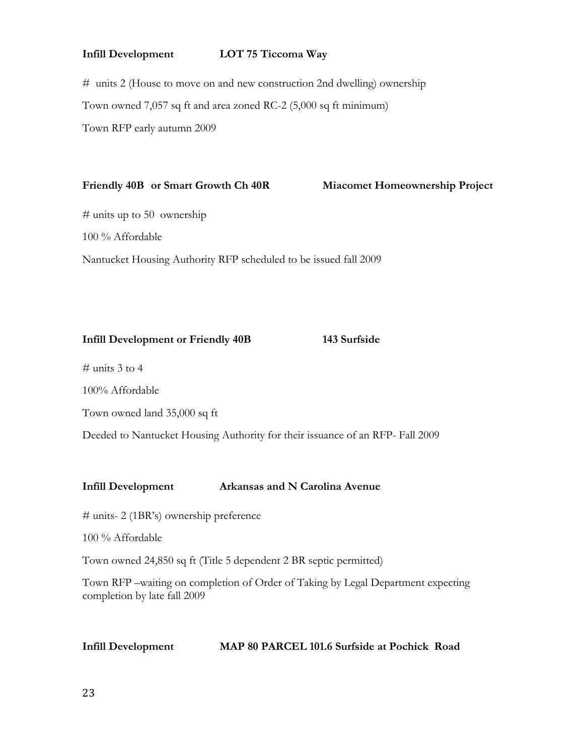**Infill Development LOT 75 Ticcoma Way**

# units 2 (House to move on and new construction 2nd dwelling) ownership

Town owned 7,057 sq ft and area zoned RC-2 (5,000 sq ft minimum)

Town RFP early autumn 2009

**Friendly 40B or Smart Growth Ch 40R Miacomet Homeownership Project**

# units up to 50 ownership

100 % Affordable

Nantucket Housing Authority RFP scheduled to be issued fall 2009

**Infill Development or Friendly 40B 143 Surfside**

# units 3 to 4

100% Affordable

Town owned land 35,000 sq ft

Deeded to Nantucket Housing Authority for their issuance of an RFP- Fall 2009

**Infill Development Arkansas and N Carolina Avenue**

# units- 2 (1BR's) ownership preference

100 % Affordable

Town owned 24,850 sq ft (Title 5 dependent 2 BR septic permitted)

Town RFP –waiting on completion of Order of Taking by Legal Department expecting completion by late fall 2009

**Infill Development MAP 80 PARCEL 101.6 Surfside at Pochick Road**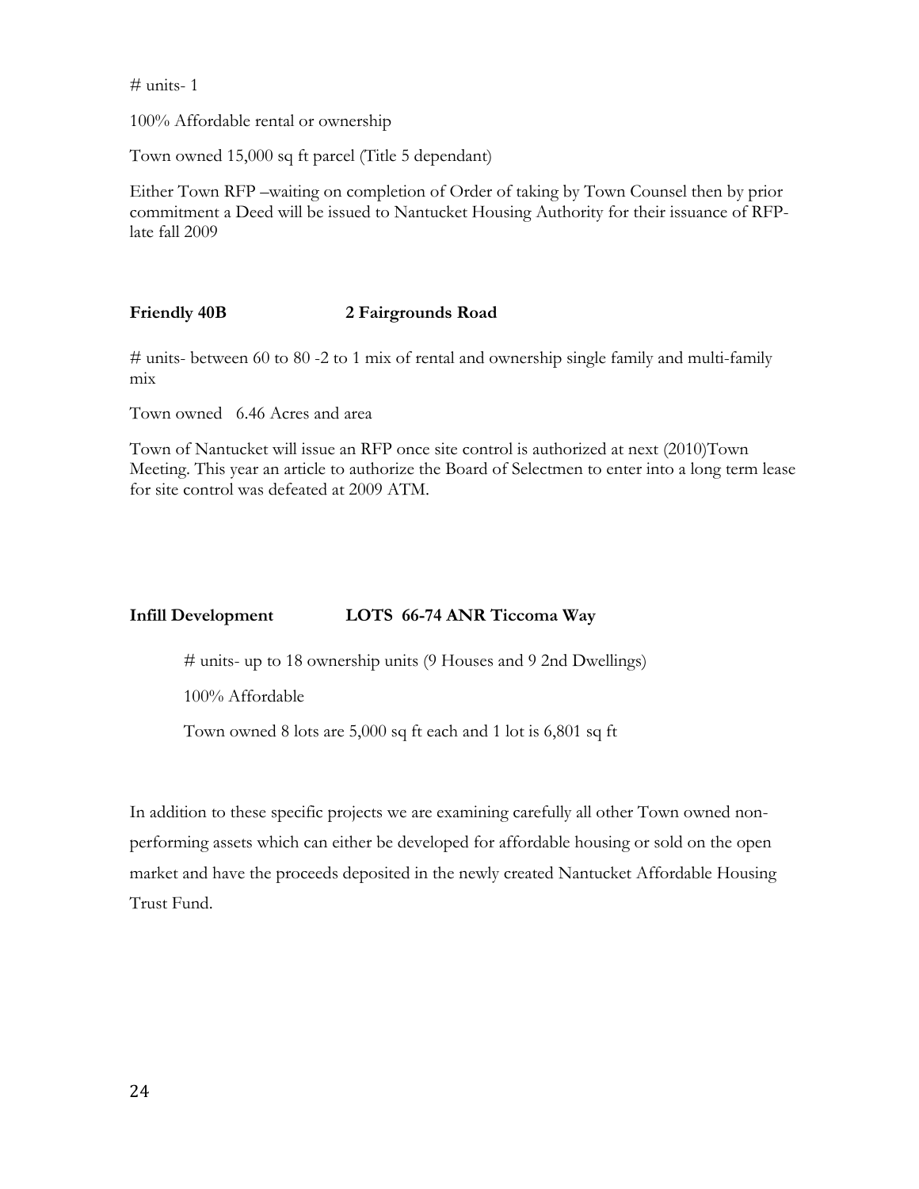# units- 1

100% Affordable rental or ownership

Town owned 15,000 sq ft parcel (Title 5 dependant)

Either Town RFP –waiting on completion of Order of taking by Town Counsel then by prior commitment a Deed will be issued to Nantucket Housing Authority for their issuance of RFP- late fall 2009

**Friendly 40B 2 Fairgrounds Road**

# units- between 60 to 80 -2 to 1 mix of rental and ownership single family and multi-family mix

Town owned 6.46 Acres and area

Town of Nantucket will issue an RFP once site control is authorized at next (2010)Town Meeting. This year an article to authorize the Board of Selectmen to enter into a long term lease for site control was defeated at 2009 ATM.

**Infill Development LOTS 66-74 ANR Ticcoma Way**

# units- up to 18 ownership units (9 Houses and 9 2nd Dwellings)

100% Affordable

Town owned 8 lots are 5,000 sq ft each and 1 lot is 6,801 sq ft

In addition to these specific projects we are examining carefully all other Town owned non-performing assets which can either be developed for affordable housing or sold on the open market and have the proceeds deposited in the newly created Nantucket Affordable Housing Trust Fund.